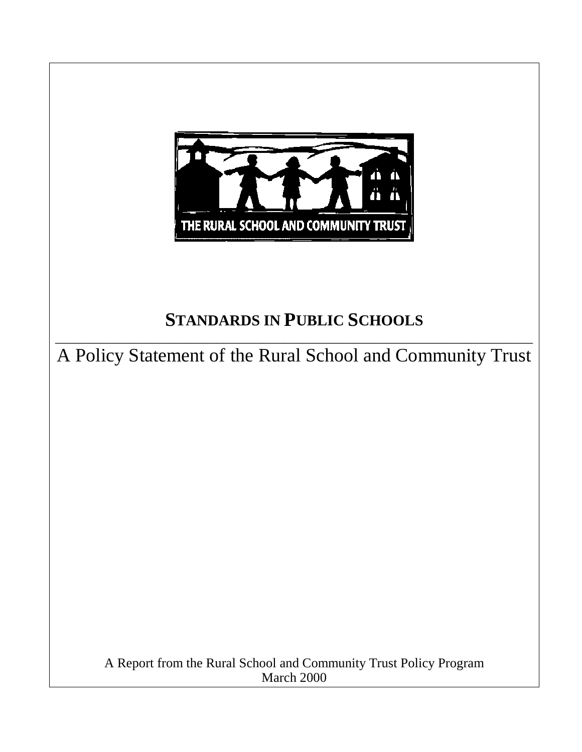THE RURAL SCHOOL AND COMMUNITY TRUST

# STANDARDS IN PUBLIC SCHOOLS

## A Policy Statement of the Rural School and Community Trust

A Report from the Rural School and Community Trust Policy Program
March 2000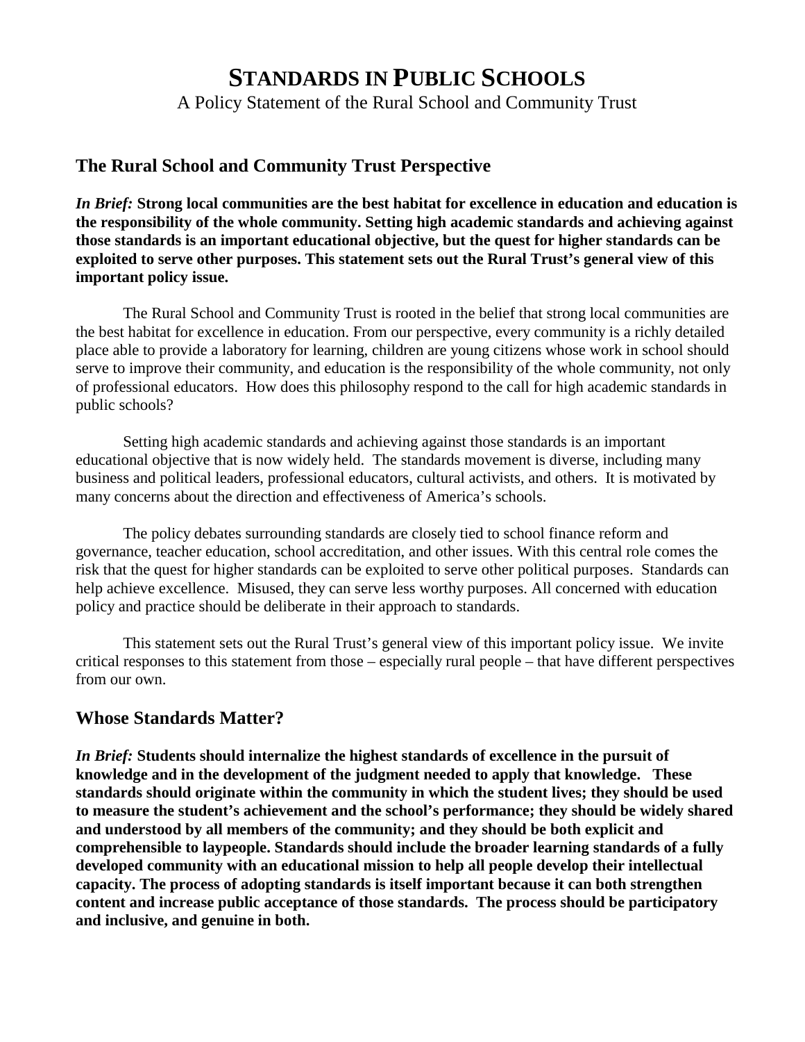# STANDARDS IN PUBLIC SCHOOLS

A Policy Statement of the Rural School and Community Trust

## The Rural School and Community Trust Perspective

***In Brief:*** **Strong local communities are the best habitat for excellence in education and education is the responsibility of the whole community. Setting high academic standards and achieving against those standards is an important educational objective, but the quest for higher standards can be exploited to serve other purposes. This statement sets out the Rural Trust's general view of this important policy issue.**

The Rural School and Community Trust is rooted in the belief that strong local communities are the best habitat for excellence in education. From our perspective, every community is a richly detailed place able to provide a laboratory for learning, children are young citizens whose work in school should serve to improve their community, and education is the responsibility of the whole community, not only of professional educators. How does this philosophy respond to the call for high academic standards in public schools?

Setting high academic standards and achieving against those standards is an important educational objective that is now widely held. The standards movement is diverse, including many business and political leaders, professional educators, cultural activists, and others. It is motivated by many concerns about the direction and effectiveness of America's schools.

The policy debates surrounding standards are closely tied to school finance reform and governance, teacher education, school accreditation, and other issues. With this central role comes the risk that the quest for higher standards can be exploited to serve other political purposes. Standards can help achieve excellence. Misused, they can serve less worthy purposes. All concerned with education policy and practice should be deliberate in their approach to standards.

This statement sets out the Rural Trust's general view of this important policy issue. We invite critical responses to this statement from those – especially rural people – that have different perspectives from our own.

## Whose Standards Matter?

***In Brief:*** **Students should internalize the highest standards of excellence in the pursuit of knowledge and in the development of the judgment needed to apply that knowledge. These standards should originate within the community in which the student lives; they should be used to measure the student's achievement and the school's performance; they should be widely shared and understood by all members of the community; and they should be both explicit and comprehensible to laypeople. Standards should include the broader learning standards of a fully developed community with an educational mission to help all people develop their intellectual capacity. The process of adopting standards is itself important because it can both strengthen content and increase public acceptance of those standards. The process should be participatory and inclusive, and genuine in both.**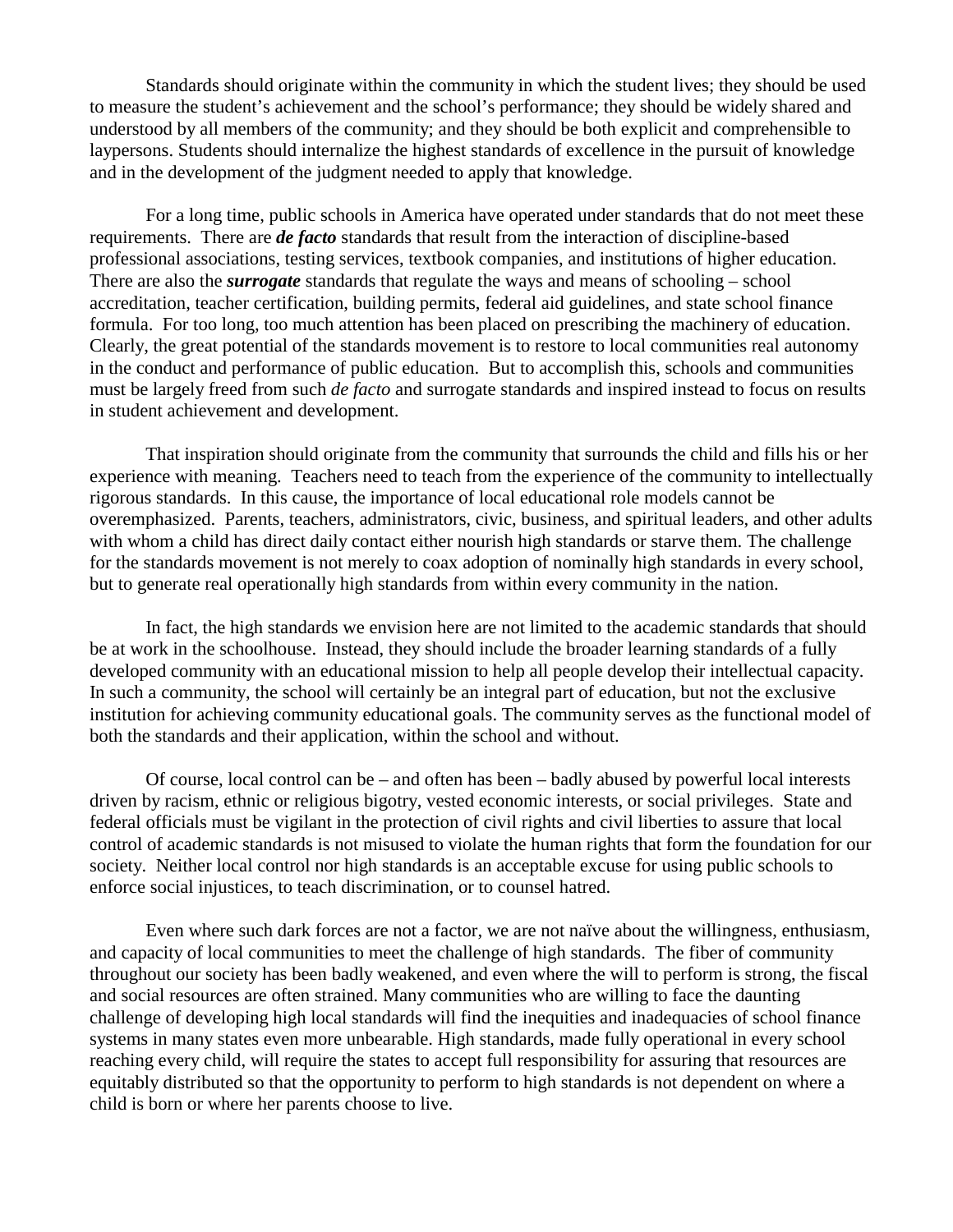Standards should originate within the community in which the student lives; they should be used to measure the student's achievement and the school's performance; they should be widely shared and understood by all members of the community; and they should be both explicit and comprehensible to laypersons. Students should internalize the highest standards of excellence in the pursuit of knowledge and in the development of the judgment needed to apply that knowledge.

For a long time, public schools in America have operated under standards that do not meet these requirements. There are ***de facto*** standards that result from the interaction of discipline-based professional associations, testing services, textbook companies, and institutions of higher education. There are also the ***surrogate*** standards that regulate the ways and means of schooling – school accreditation, teacher certification, building permits, federal aid guidelines, and state school finance formula. For too long, too much attention has been placed on prescribing the machinery of education. Clearly, the great potential of the standards movement is to restore to local communities real autonomy in the conduct and performance of public education. But to accomplish this, schools and communities must be largely freed from such *de facto* and surrogate standards and inspired instead to focus on results in student achievement and development.

That inspiration should originate from the community that surrounds the child and fills his or her experience with meaning. Teachers need to teach from the experience of the community to intellectually rigorous standards. In this cause, the importance of local educational role models cannot be overemphasized. Parents, teachers, administrators, civic, business, and spiritual leaders, and other adults with whom a child has direct daily contact either nourish high standards or starve them. The challenge for the standards movement is not merely to coax adoption of nominally high standards in every school, but to generate real operationally high standards from within every community in the nation.

In fact, the high standards we envision here are not limited to the academic standards that should be at work in the schoolhouse. Instead, they should include the broader learning standards of a fully developed community with an educational mission to help all people develop their intellectual capacity. In such a community, the school will certainly be an integral part of education, but not the exclusive institution for achieving community educational goals. The community serves as the functional model of both the standards and their application, within the school and without.

Of course, local control can be – and often has been – badly abused by powerful local interests driven by racism, ethnic or religious bigotry, vested economic interests, or social privileges. State and federal officials must be vigilant in the protection of civil rights and civil liberties to assure that local control of academic standards is not misused to violate the human rights that form the foundation for our society. Neither local control nor high standards is an acceptable excuse for using public schools to enforce social injustices, to teach discrimination, or to counsel hatred.

Even where such dark forces are not a factor, we are not naïve about the willingness, enthusiasm, and capacity of local communities to meet the challenge of high standards. The fiber of community throughout our society has been badly weakened, and even where the will to perform is strong, the fiscal and social resources are often strained. Many communities who are willing to face the daunting challenge of developing high local standards will find the inequities and inadequacies of school finance systems in many states even more unbearable. High standards, made fully operational in every school reaching every child, will require the states to accept full responsibility for assuring that resources are equitably distributed so that the opportunity to perform to high standards is not dependent on where a child is born or where her parents choose to live.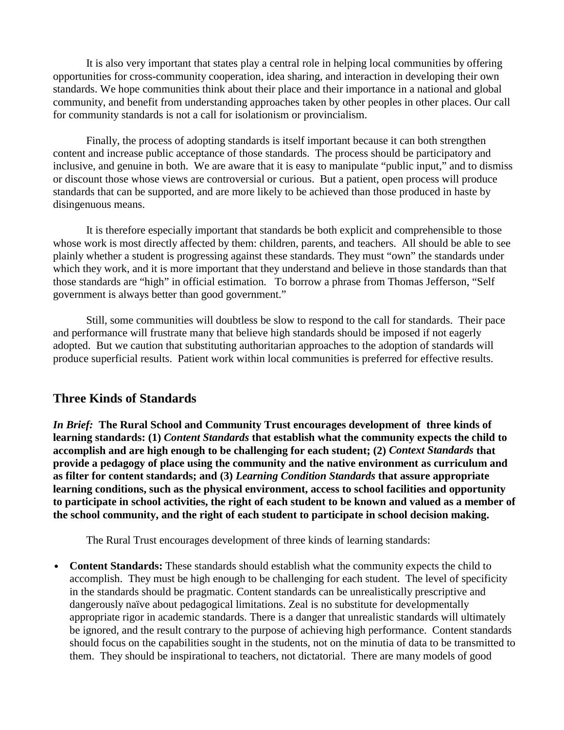It is also very important that states play a central role in helping local communities by offering opportunities for cross-community cooperation, idea sharing, and interaction in developing their own standards. We hope communities think about their place and their importance in a national and global community, and benefit from understanding approaches taken by other peoples in other places. Our call for community standards is not a call for isolationism or provincialism.

Finally, the process of adopting standards is itself important because it can both strengthen content and increase public acceptance of those standards. The process should be participatory and inclusive, and genuine in both. We are aware that it is easy to manipulate "public input," and to dismiss or discount those whose views are controversial or curious. But a patient, open process will produce standards that can be supported, and are more likely to be achieved than those produced in haste by disingenuous means.

It is therefore especially important that standards be both explicit and comprehensible to those whose work is most directly affected by them: children, parents, and teachers. All should be able to see plainly whether a student is progressing against these standards. They must "own" the standards under which they work, and it is more important that they understand and believe in those standards than that those standards are "high" in official estimation. To borrow a phrase from Thomas Jefferson, "Self government is always better than good government."

Still, some communities will doubtless be slow to respond to the call for standards. Their pace and performance will frustrate many that believe high standards should be imposed if not eagerly adopted. But we caution that substituting authoritarian approaches to the adoption of standards will produce superficial results. Patient work within local communities is preferred for effective results.

## Three Kinds of Standards

***In Brief:*** **The Rural School and Community Trust encourages development of three kinds of learning standards: (1) *Content Standards* that establish what the community expects the child to accomplish and are high enough to be challenging for each student; (2) *Context Standards* that provide a pedagogy of place using the community and the native environment as curriculum and as filter for content standards; and (3) *Learning Condition Standards* that assure appropriate learning conditions, such as the physical environment, access to school facilities and opportunity to participate in school activities, the right of each student to be known and valued as a member of the school community, and the right of each student to participate in school decision making.**

The Rural Trust encourages development of three kinds of learning standards:

- **Content Standards:** These standards should establish what the community expects the child to accomplish. They must be high enough to be challenging for each student. The level of specificity in the standards should be pragmatic. Content standards can be unrealistically prescriptive and dangerously naïve about pedagogical limitations. Zeal is no substitute for developmentally appropriate rigor in academic standards. There is a danger that unrealistic standards will ultimately be ignored, and the result contrary to the purpose of achieving high performance. Content standards should focus on the capabilities sought in the students, not on the minutia of data to be transmitted to them. They should be inspirational to teachers, not dictatorial. There are many models of good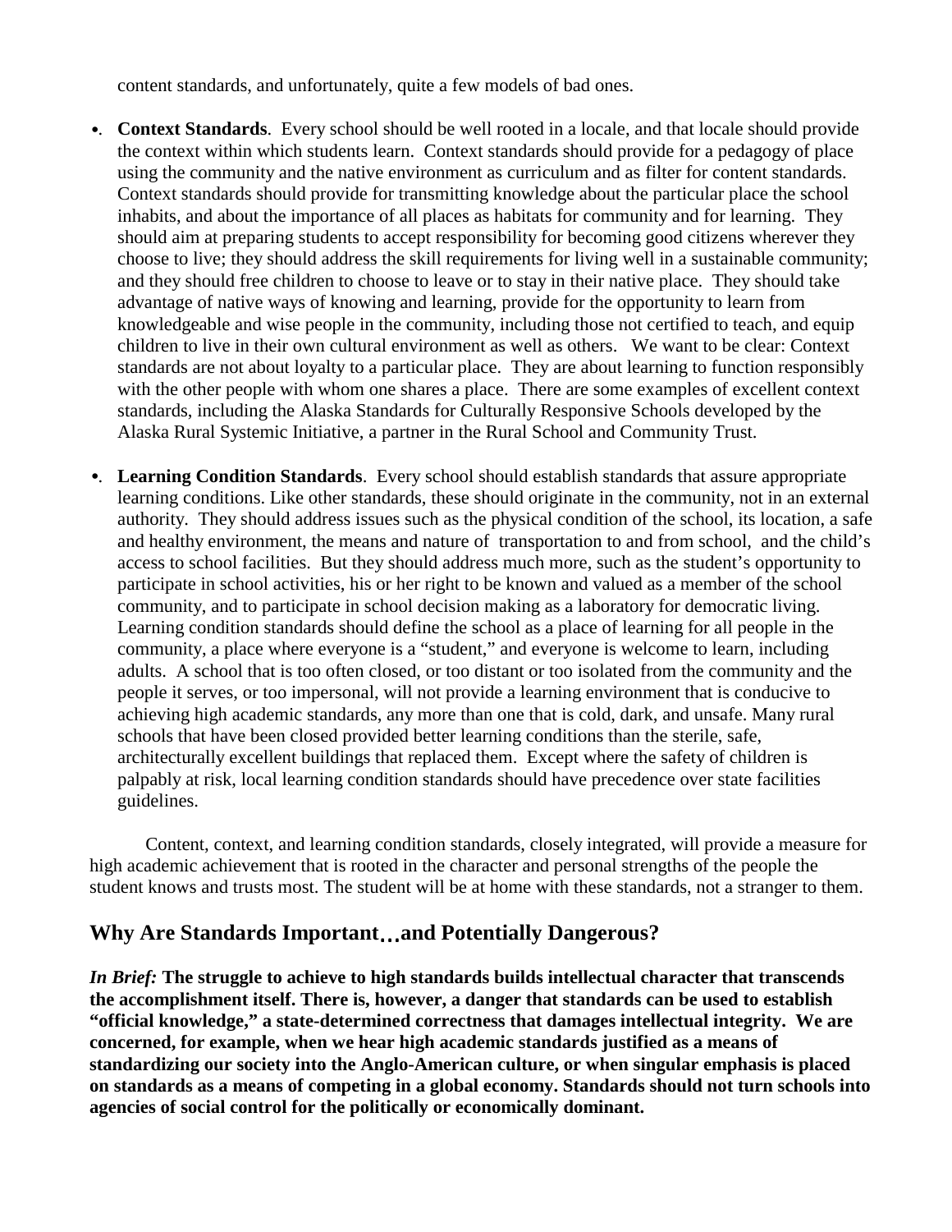content standards, and unfortunately, quite a few models of bad ones.

- **Context Standards**. Every school should be well rooted in a locale, and that locale should provide the context within which students learn. Context standards should provide for a pedagogy of place using the community and the native environment as curriculum and as filter for content standards. Context standards should provide for transmitting knowledge about the particular place the school inhabits, and about the importance of all places as habitats for community and for learning. They should aim at preparing students to accept responsibility for becoming good citizens wherever they choose to live; they should address the skill requirements for living well in a sustainable community; and they should free children to choose to leave or to stay in their native place. They should take advantage of native ways of knowing and learning, provide for the opportunity to learn from knowledgeable and wise people in the community, including those not certified to teach, and equip children to live in their own cultural environment as well as others. We want to be clear: Context standards are not about loyalty to a particular place. They are about learning to function responsibly with the other people with whom one shares a place. There are some examples of excellent context standards, including the Alaska Standards for Culturally Responsive Schools developed by the Alaska Rural Systemic Initiative, a partner in the Rural School and Community Trust.

- **Learning Condition Standards**. Every school should establish standards that assure appropriate learning conditions. Like other standards, these should originate in the community, not in an external authority. They should address issues such as the physical condition of the school, its location, a safe and healthy environment, the means and nature of transportation to and from school, and the child's access to school facilities. But they should address much more, such as the student's opportunity to participate in school activities, his or her right to be known and valued as a member of the school community, and to participate in school decision making as a laboratory for democratic living. Learning condition standards should define the school as a place of learning for all people in the community, a place where everyone is a "student," and everyone is welcome to learn, including adults. A school that is too often closed, or too distant or too isolated from the community and the people it serves, or too impersonal, will not provide a learning environment that is conducive to achieving high academic standards, any more than one that is cold, dark, and unsafe. Many rural schools that have been closed provided better learning conditions than the sterile, safe, architecturally excellent buildings that replaced them. Except where the safety of children is palpably at risk, local learning condition standards should have precedence over state facilities guidelines.

Content, context, and learning condition standards, closely integrated, will provide a measure for high academic achievement that is rooted in the character and personal strengths of the people the student knows and trusts most. The student will be at home with these standards, not a stranger to them.

## Why Are Standards Important…and Potentially Dangerous?

***In Brief:*** **The struggle to achieve to high standards builds intellectual character that transcends the accomplishment itself. There is, however, a danger that standards can be used to establish "official knowledge," a state-determined correctness that damages intellectual integrity. We are concerned, for example, when we hear high academic standards justified as a means of standardizing our society into the Anglo-American culture, or when singular emphasis is placed on standards as a means of competing in a global economy. Standards should not turn schools into agencies of social control for the politically or economically dominant.**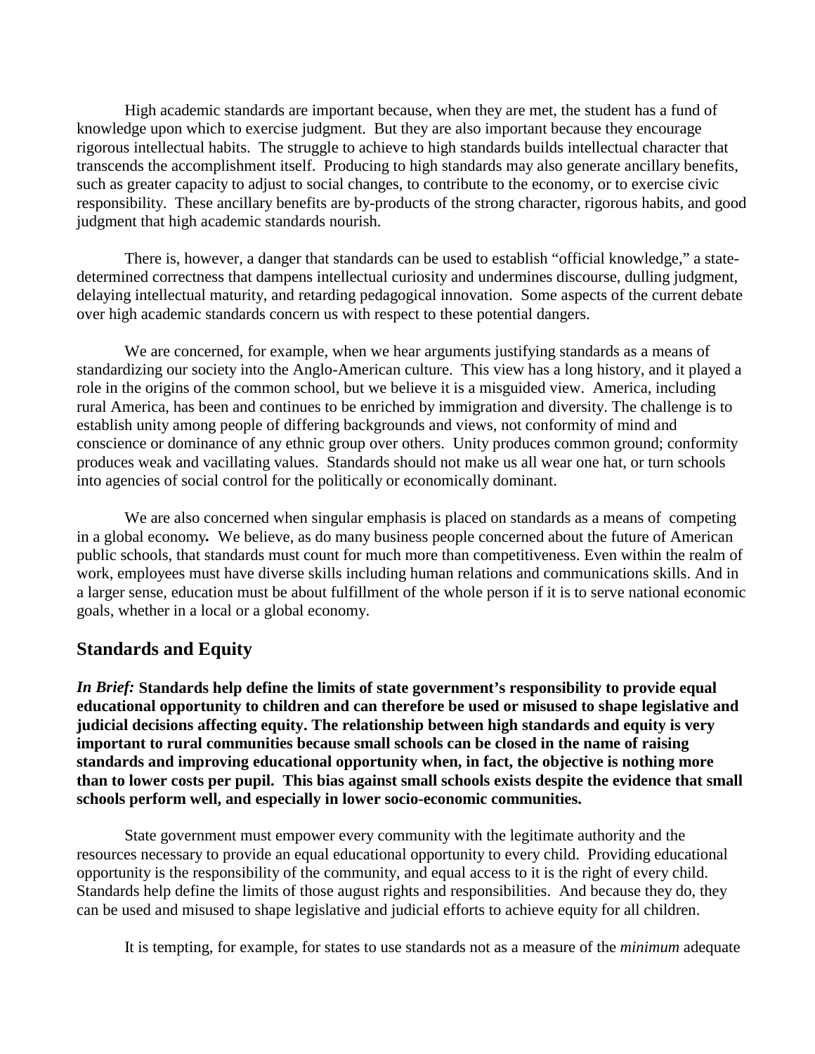High academic standards are important because, when they are met, the student has a fund of knowledge upon which to exercise judgment. But they are also important because they encourage rigorous intellectual habits. The struggle to achieve to high standards builds intellectual character that transcends the accomplishment itself. Producing to high standards may also generate ancillary benefits, such as greater capacity to adjust to social changes, to contribute to the economy, or to exercise civic responsibility. These ancillary benefits are by-products of the strong character, rigorous habits, and good judgment that high academic standards nourish.

There is, however, a danger that standards can be used to establish "official knowledge," a state-determined correctness that dampens intellectual curiosity and undermines discourse, dulling judgment, delaying intellectual maturity, and retarding pedagogical innovation. Some aspects of the current debate over high academic standards concern us with respect to these potential dangers.

We are concerned, for example, when we hear arguments justifying standards as a means of standardizing our society into the Anglo-American culture. This view has a long history, and it played a role in the origins of the common school, but we believe it is a misguided view. America, including rural America, has been and continues to be enriched by immigration and diversity. The challenge is to establish unity among people of differing backgrounds and views, not conformity of mind and conscience or dominance of any ethnic group over others. Unity produces common ground; conformity produces weak and vacillating values. Standards should not make us all wear one hat, or turn schools into agencies of social control for the politically or economically dominant.

We are also concerned when singular emphasis is placed on standards as a means of competing in a global economy**.** We believe, as do many business people concerned about the future of American public schools, that standards must count for much more than competitiveness. Even within the realm of work, employees must have diverse skills including human relations and communications skills. And in a larger sense, education must be about fulfillment of the whole person if it is to serve national economic goals, whether in a local or a global economy.

## Standards and Equity

***In Brief:*** **Standards help define the limits of state government's responsibility to provide equal educational opportunity to children and can therefore be used or misused to shape legislative and judicial decisions affecting equity. The relationship between high standards and equity is very important to rural communities because small schools can be closed in the name of raising standards and improving educational opportunity when, in fact, the objective is nothing more than to lower costs per pupil. This bias against small schools exists despite the evidence that small schools perform well, and especially in lower socio-economic communities.**

State government must empower every community with the legitimate authority and the resources necessary to provide an equal educational opportunity to every child. Providing educational opportunity is the responsibility of the community, and equal access to it is the right of every child. Standards help define the limits of those august rights and responsibilities. And because they do, they can be used and misused to shape legislative and judicial efforts to achieve equity for all children.

It is tempting, for example, for states to use standards not as a measure of the *minimum* adequate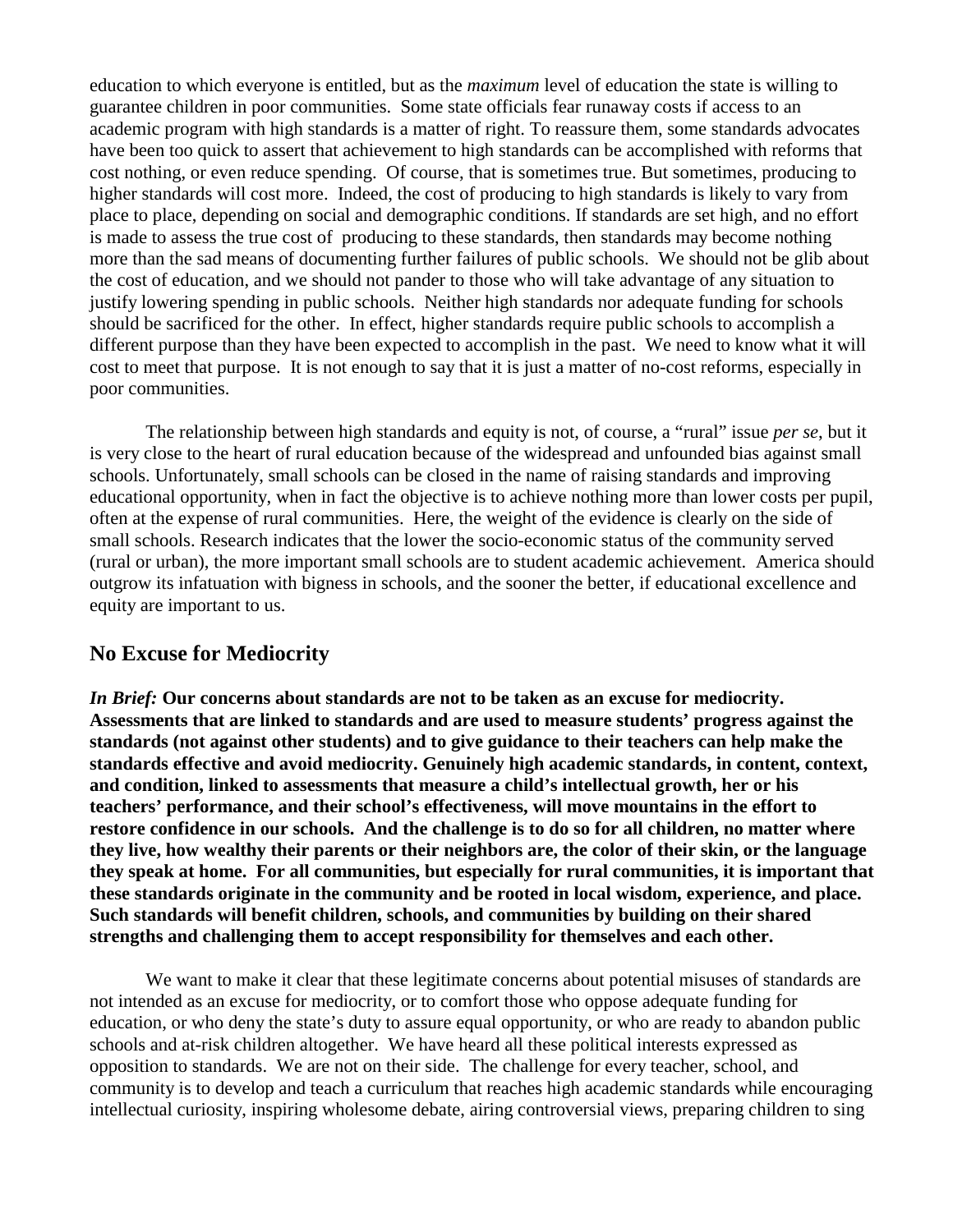education to which everyone is entitled, but as the *maximum* level of education the state is willing to guarantee children in poor communities. Some state officials fear runaway costs if access to an academic program with high standards is a matter of right. To reassure them, some standards advocates have been too quick to assert that achievement to high standards can be accomplished with reforms that cost nothing, or even reduce spending. Of course, that is sometimes true. But sometimes, producing to higher standards will cost more. Indeed, the cost of producing to high standards is likely to vary from place to place, depending on social and demographic conditions. If standards are set high, and no effort is made to assess the true cost of producing to these standards, then standards may become nothing more than the sad means of documenting further failures of public schools. We should not be glib about the cost of education, and we should not pander to those who will take advantage of any situation to justify lowering spending in public schools. Neither high standards nor adequate funding for schools should be sacrificed for the other. In effect, higher standards require public schools to accomplish a different purpose than they have been expected to accomplish in the past. We need to know what it will cost to meet that purpose. It is not enough to say that it is just a matter of no-cost reforms, especially in poor communities.

The relationship between high standards and equity is not, of course, a "rural" issue *per se*, but it is very close to the heart of rural education because of the widespread and unfounded bias against small schools. Unfortunately, small schools can be closed in the name of raising standards and improving educational opportunity, when in fact the objective is to achieve nothing more than lower costs per pupil, often at the expense of rural communities. Here, the weight of the evidence is clearly on the side of small schools. Research indicates that the lower the socio-economic status of the community served (rural or urban), the more important small schools are to student academic achievement. America should outgrow its infatuation with bigness in schools, and the sooner the better, if educational excellence and equity are important to us.

## No Excuse for Mediocrity

***In Brief:* Our concerns about standards are not to be taken as an excuse for mediocrity. Assessments that are linked to standards and are used to measure students' progress against the standards (not against other students) and to give guidance to their teachers can help make the standards effective and avoid mediocrity. Genuinely high academic standards, in content, context, and condition, linked to assessments that measure a child's intellectual growth, her or his teachers' performance, and their school's effectiveness, will move mountains in the effort to restore confidence in our schools. And the challenge is to do so for all children, no matter where they live, how wealthy their parents or their neighbors are, the color of their skin, or the language they speak at home. For all communities, but especially for rural communities, it is important that these standards originate in the community and be rooted in local wisdom, experience, and place. Such standards will benefit children, schools, and communities by building on their shared strengths and challenging them to accept responsibility for themselves and each other.**

We want to make it clear that these legitimate concerns about potential misuses of standards are not intended as an excuse for mediocrity, or to comfort those who oppose adequate funding for education, or who deny the state's duty to assure equal opportunity, or who are ready to abandon public schools and at-risk children altogether. We have heard all these political interests expressed as opposition to standards. We are not on their side. The challenge for every teacher, school, and community is to develop and teach a curriculum that reaches high academic standards while encouraging intellectual curiosity, inspiring wholesome debate, airing controversial views, preparing children to sing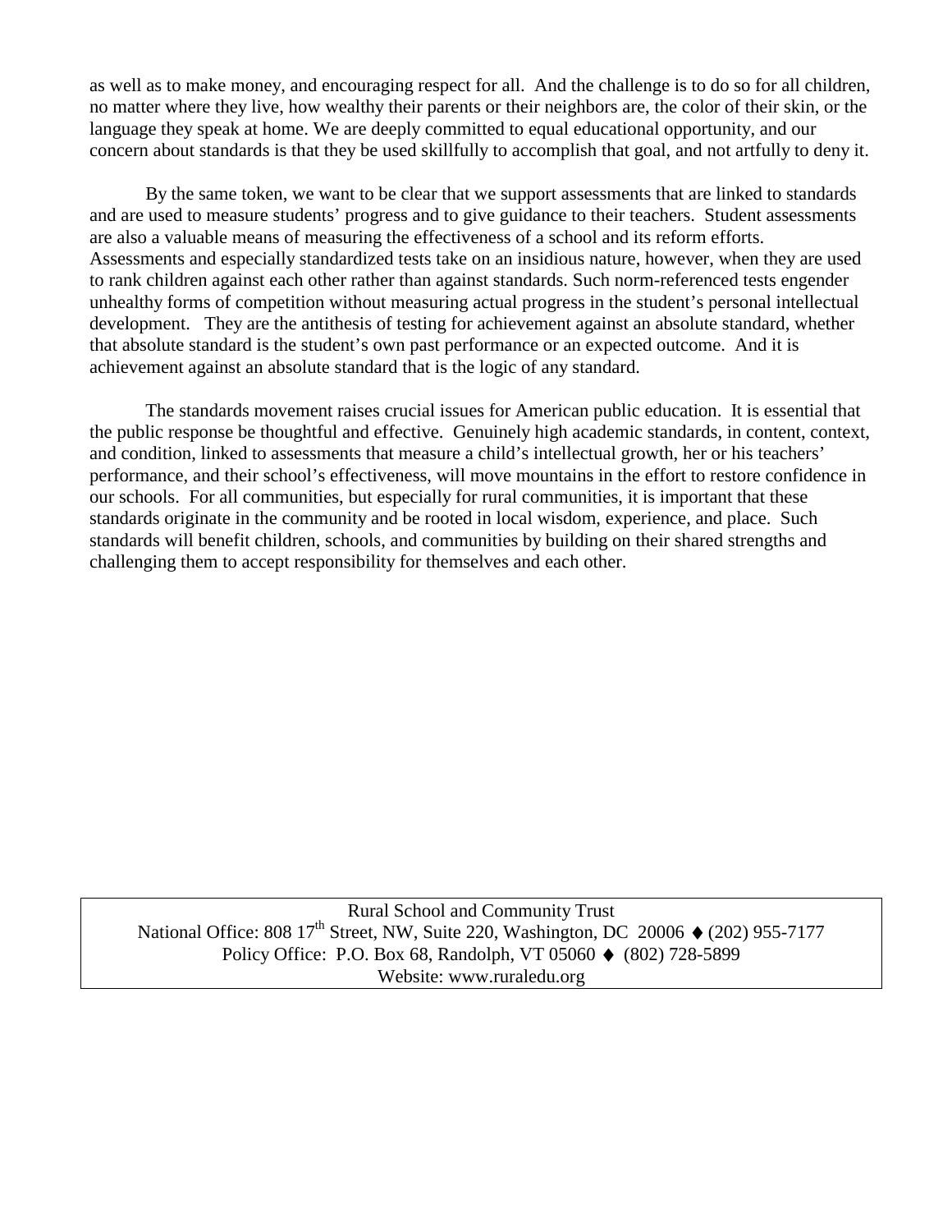as well as to make money, and encouraging respect for all. And the challenge is to do so for all children, no matter where they live, how wealthy their parents or their neighbors are, the color of their skin, or the language they speak at home. We are deeply committed to equal educational opportunity, and our concern about standards is that they be used skillfully to accomplish that goal, and not artfully to deny it.

By the same token, we want to be clear that we support assessments that are linked to standards and are used to measure students' progress and to give guidance to their teachers. Student assessments are also a valuable means of measuring the effectiveness of a school and its reform efforts. Assessments and especially standardized tests take on an insidious nature, however, when they are used to rank children against each other rather than against standards. Such norm-referenced tests engender unhealthy forms of competition without measuring actual progress in the student's personal intellectual development. They are the antithesis of testing for achievement against an absolute standard, whether that absolute standard is the student's own past performance or an expected outcome. And it is achievement against an absolute standard that is the logic of any standard.

The standards movement raises crucial issues for American public education. It is essential that the public response be thoughtful and effective. Genuinely high academic standards, in content, context, and condition, linked to assessments that measure a child's intellectual growth, her or his teachers' performance, and their school's effectiveness, will move mountains in the effort to restore confidence in our schools. For all communities, but especially for rural communities, it is important that these standards originate in the community and be rooted in local wisdom, experience, and place. Such standards will benefit children, schools, and communities by building on their shared strengths and challenging them to accept responsibility for themselves and each other.

Rural School and Community Trust
National Office: 808 17th Street, NW, Suite 220, Washington, DC 20006 ♦ (202) 955-7177
Policy Office: P.O. Box 68, Randolph, VT 05060 ♦ (802) 728-5899
Website: www.ruraledu.org